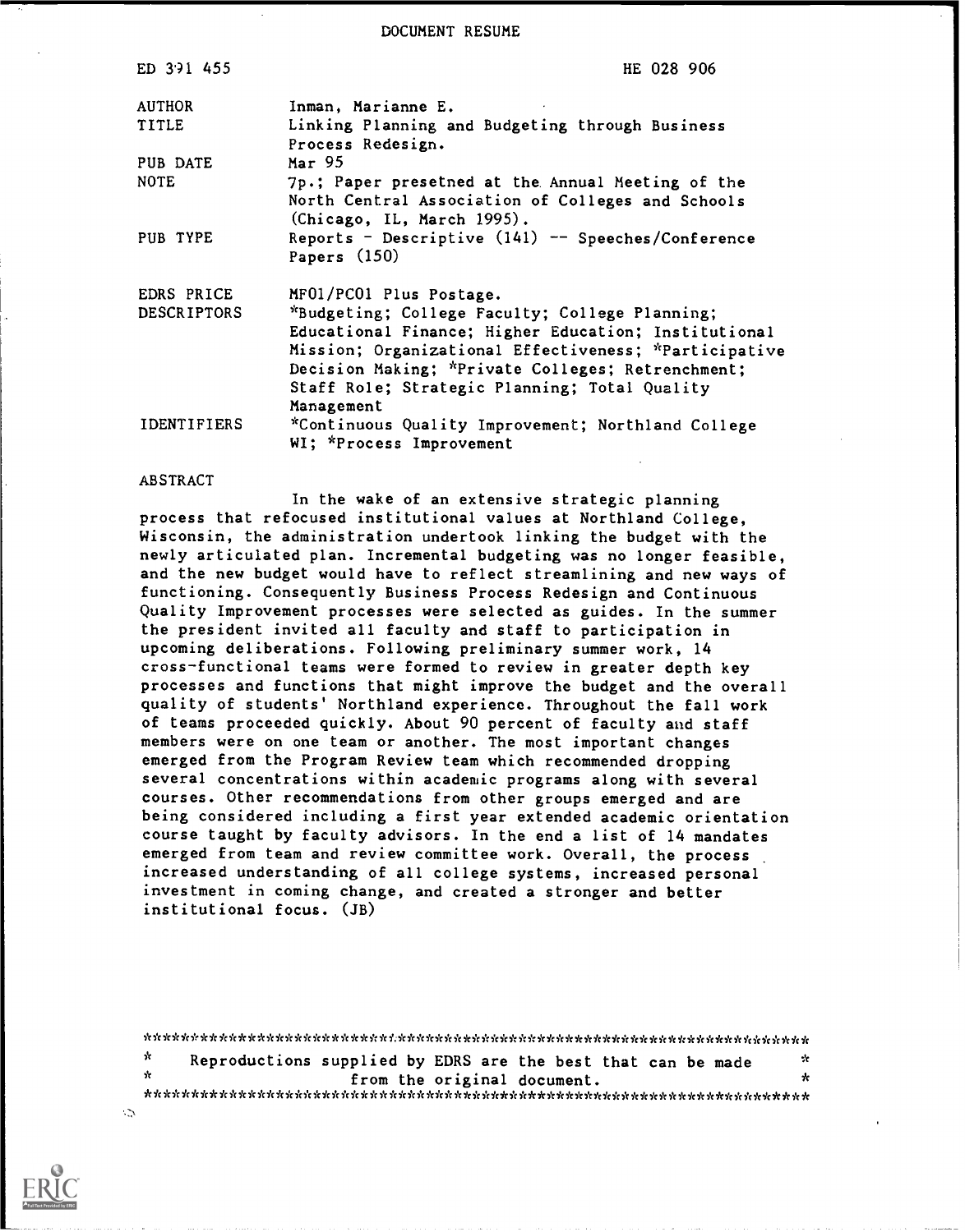DOCUMENT RESUME

| | |
|---|---|
| ED 391 455 | HE 028 906 |
| AUTHOR | Inman, Marianne E. |
| TITLE | Linking Planning and Budgeting through Business Process Redesign. |
| PUB DATE | Mar 95 |
| NOTE | 7p.; Paper presetned at the Annual Meeting of the North Central Association of Colleges and Schools (Chicago, IL, March 1995). |
| PUB TYPE | Reports - Descriptive (141) -- Speeches/Conference Papers (150) |
| EDRS PRICE | MF01/PC01 Plus Postage. |
| DESCRIPTORS | *Budgeting; College Faculty; College Planning; Educational Finance; Higher Education; Institutional Mission; Organizational Effectiveness; *Participative Decision Making; *Private Colleges; Retrenchment; Staff Role; Strategic Planning; Total Quality Management |
| IDENTIFIERS | *Continuous Quality Improvement; Northland College WI; *Process Improvement |

ABSTRACT

In the wake of an extensive strategic planning process that refocused institutional values at Northland College, Wisconsin, the administration undertook linking the budget with the newly articulated plan. Incremental budgeting was no longer feasible, and the new budget would have to reflect streamlining and new ways of functioning. Consequently Business Process Redesign and Continuous Quality Improvement processes were selected as guides. In the summer the president invited all faculty and staff to participation in upcoming deliberations. Following preliminary summer work, 14 cross-functional teams were formed to review in greater depth key processes and functions that might improve the budget and the overall quality of students' Northland experience. Throughout the fall work of teams proceeded quickly. About 90 percent of faculty and staff members were on one team or another. The most important changes emerged from the Program Review team which recommended dropping several concentrations within academic programs along with several courses. Other recommendations from other groups emerged and are being considered including a first year extended academic orientation course taught by faculty advisors. In the end a list of 14 mandates emerged from team and review committee work. Overall, the process increased understanding of all college systems, increased personal investment in coming change, and created a stronger and better institutional focus. (JB)

***********************************************************************
* Reproductions supplied by EDRS are the best that can be made *
* from the original document. *
***********************************************************************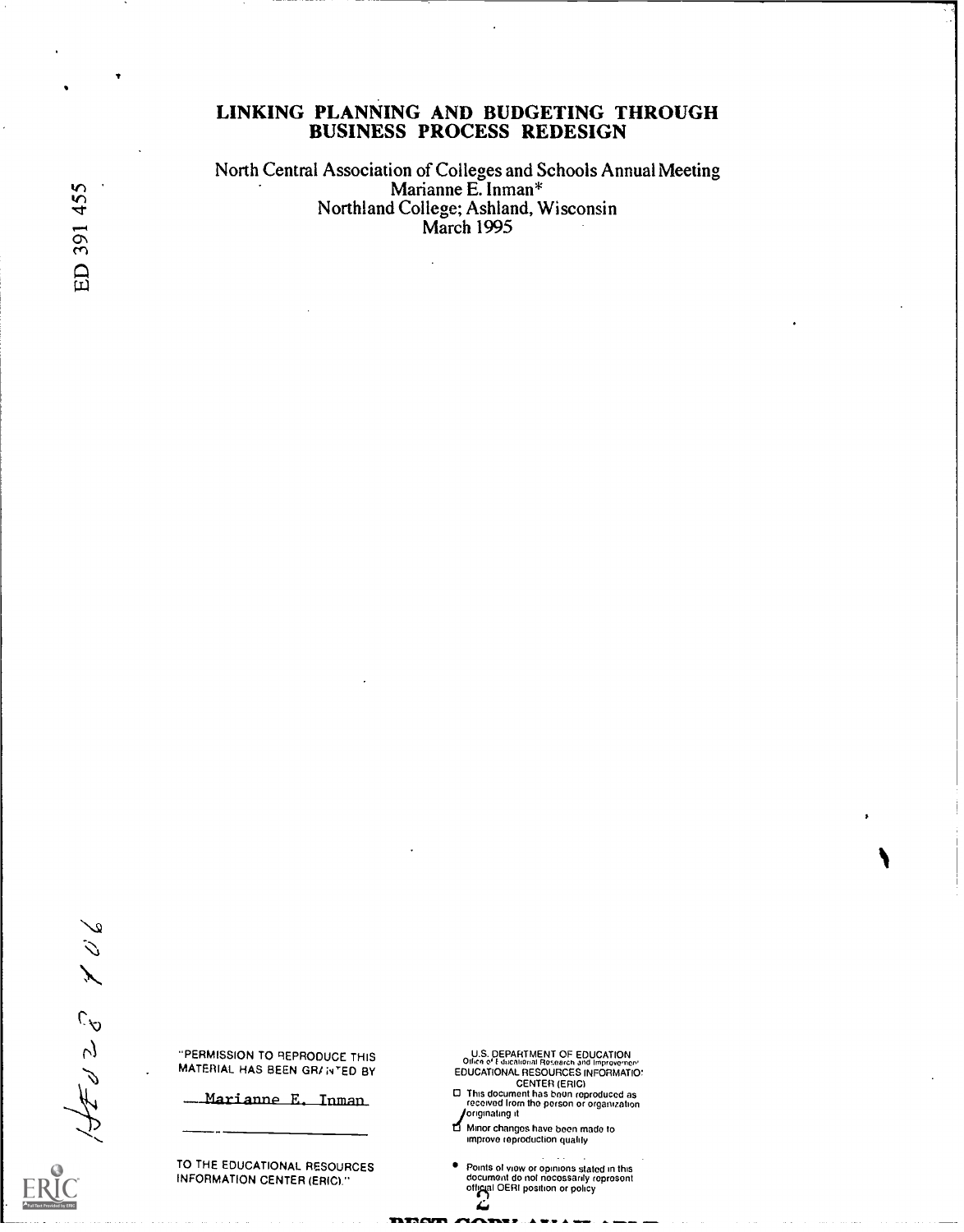# LINKING PLANNING AND BUDGETING THROUGH BUSINESS PROCESS REDESIGN

North Central Association of Colleges and Schools Annual Meeting
Marianne E. Inman*
Northland College; Ashland, Wisconsin
March 1995

ED 391 455

HE028 706

"PERMISSION TO REPRODUCE THIS MATERIAL HAS BEEN GRANTED BY

Marianne E. Inman

TO THE EDUCATIONAL RESOURCES INFORMATION CENTER (ERIC)."

U.S. DEPARTMENT OF EDUCATION
Office of Educational Research and Improvement
EDUCATIONAL RESOURCES INFORMATION CENTER (ERIC)

- This document has been reproduced as received from the person or organization originating it
- Minor changes have been made to improve reproduction quality
- Points of view or opinions stated in this document do not necessarily represent official OERI position or policy

BEST COPY AVAILABLE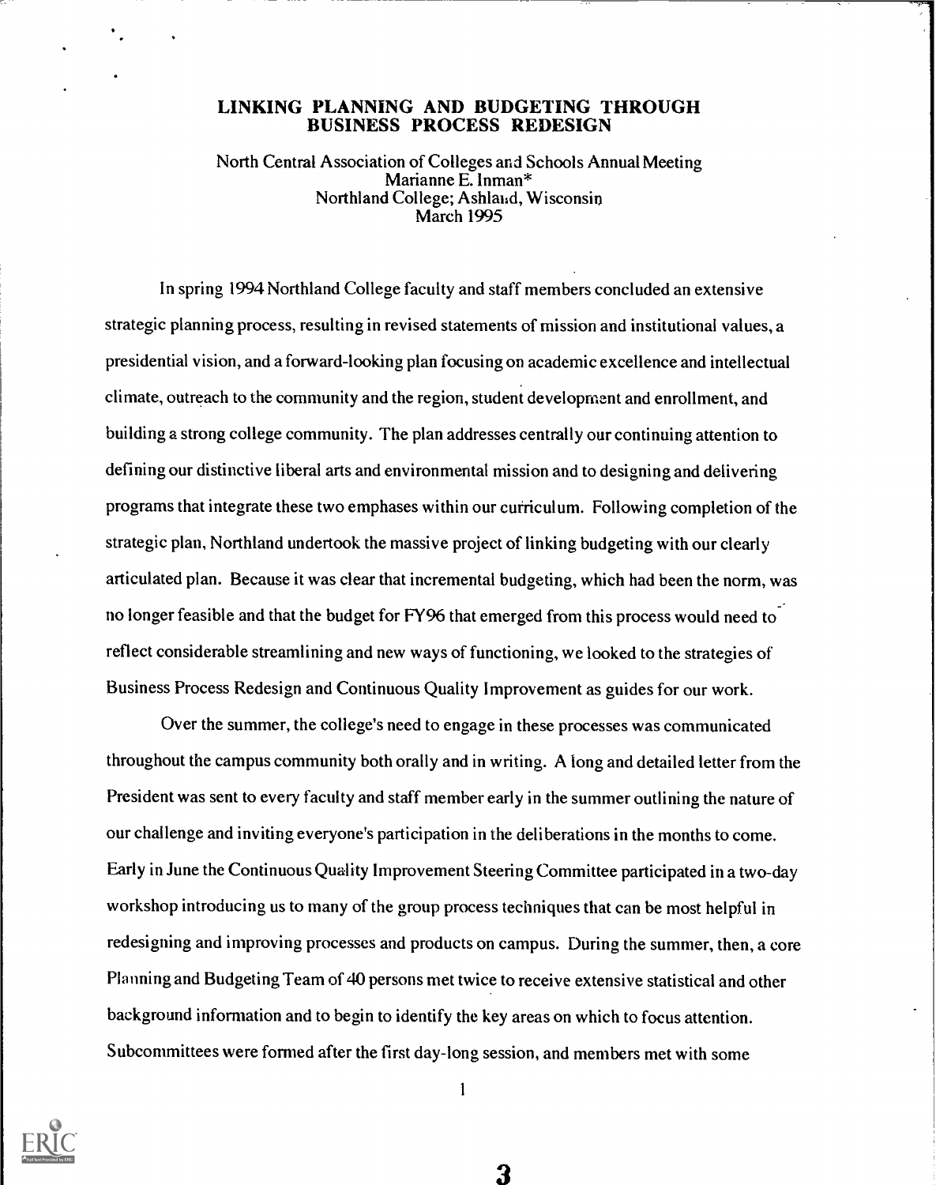# LINKING PLANNING AND BUDGETING THROUGH BUSINESS PROCESS REDESIGN

North Central Association of Colleges and Schools Annual Meeting
Marianne E. Inman*
Northland College; Ashland, Wisconsin
March 1995

In spring 1994 Northland College faculty and staff members concluded an extensive strategic planning process, resulting in revised statements of mission and institutional values, a presidential vision, and a forward-looking plan focusing on academic excellence and intellectual climate, outreach to the community and the region, student development and enrollment, and building a strong college community. The plan addresses centrally our continuing attention to defining our distinctive liberal arts and environmental mission and to designing and delivering programs that integrate these two emphases within our curriculum. Following completion of the strategic plan, Northland undertook the massive project of linking budgeting with our clearly articulated plan. Because it was clear that incremental budgeting, which had been the norm, was no longer feasible and that the budget for FY96 that emerged from this process would need to reflect considerable streamlining and new ways of functioning, we looked to the strategies of Business Process Redesign and Continuous Quality Improvement as guides for our work.

Over the summer, the college's need to engage in these processes was communicated throughout the campus community both orally and in writing. A long and detailed letter from the President was sent to every faculty and staff member early in the summer outlining the nature of our challenge and inviting everyone's participation in the deliberations in the months to come. Early in June the Continuous Quality Improvement Steering Committee participated in a two-day workshop introducing us to many of the group process techniques that can be most helpful in redesigning and improving processes and products on campus. During the summer, then, a core Planning and Budgeting Team of 40 persons met twice to receive extensive statistical and other background information and to begin to identify the key areas on which to focus attention. Subcommittees were formed after the first day-long session, and members met with some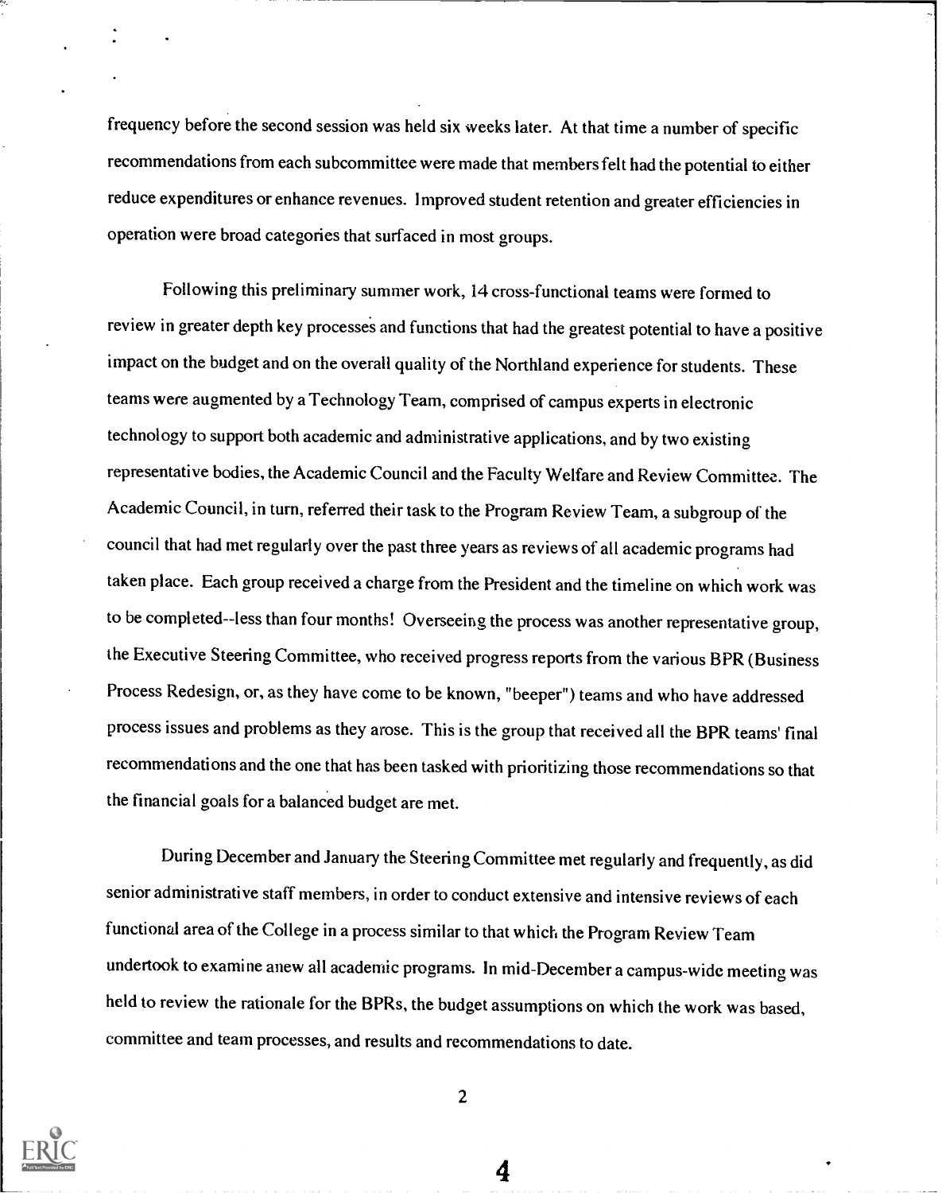frequency before the second session was held six weeks later. At that time a number of specific recommendations from each subcommittee were made that members felt had the potential to either reduce expenditures or enhance revenues. Improved student retention and greater efficiencies in operation were broad categories that surfaced in most groups.

Following this preliminary summer work, 14 cross-functional teams were formed to review in greater depth key processes and functions that had the greatest potential to have a positive impact on the budget and on the overall quality of the Northland experience for students. These teams were augmented by a Technology Team, comprised of campus experts in electronic technology to support both academic and administrative applications, and by two existing representative bodies, the Academic Council and the Faculty Welfare and Review Committee. The Academic Council, in turn, referred their task to the Program Review Team, a subgroup of the council that had met regularly over the past three years as reviews of all academic programs had taken place. Each group received a charge from the President and the timeline on which work was to be completed--less than four months! Overseeing the process was another representative group, the Executive Steering Committee, who received progress reports from the various BPR (Business Process Redesign, or, as they have come to be known, "beeper") teams and who have addressed process issues and problems as they arose. This is the group that received all the BPR teams' final recommendations and the one that has been tasked with prioritizing those recommendations so that the financial goals for a balanced budget are met.

During December and January the Steering Committee met regularly and frequently, as did senior administrative staff members, in order to conduct extensive and intensive reviews of each functional area of the College in a process similar to that which the Program Review Team undertook to examine anew all academic programs. In mid-December a campus-wide meeting was held to review the rationale for the BPRs, the budget assumptions on which the work was based, committee and team processes, and results and recommendations to date.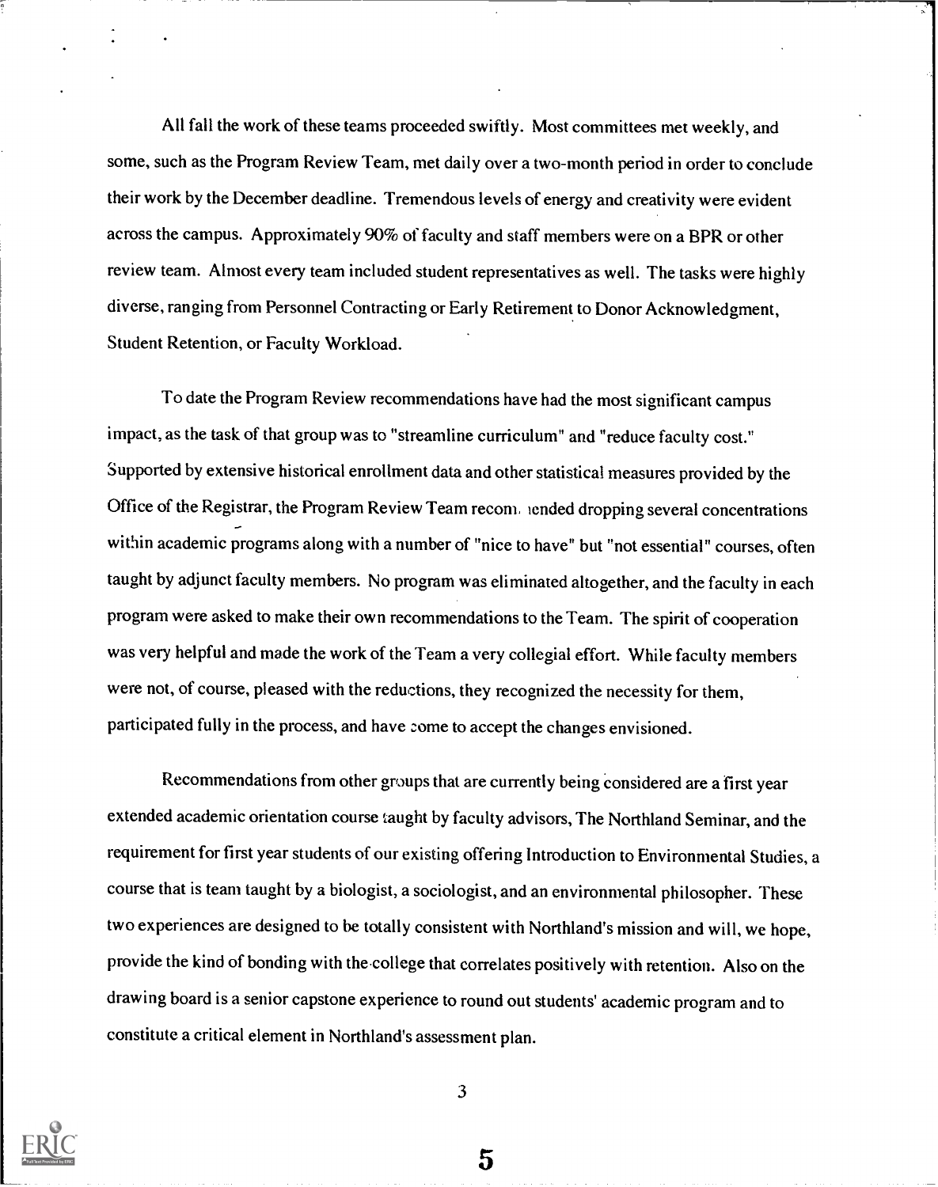All fall the work of these teams proceeded swiftly. Most committees met weekly, and some, such as the Program Review Team, met daily over a two-month period in order to conclude their work by the December deadline. Tremendous levels of energy and creativity were evident across the campus. Approximately 90% of faculty and staff members were on a BPR or other review team. Almost every team included student representatives as well. The tasks were highly diverse, ranging from Personnel Contracting or Early Retirement to Donor Acknowledgment, Student Retention, or Faculty Workload.

To date the Program Review recommendations have had the most significant campus impact, as the task of that group was to "streamline curriculum" and "reduce faculty cost." Supported by extensive historical enrollment data and other statistical measures provided by the Office of the Registrar, the Program Review Team recommended dropping several concentrations within academic programs along with a number of "nice to have" but "not essential" courses, often taught by adjunct faculty members. No program was eliminated altogether, and the faculty in each program were asked to make their own recommendations to the Team. The spirit of cooperation was very helpful and made the work of the Team a very collegial effort. While faculty members were not, of course, pleased with the reductions, they recognized the necessity for them, participated fully in the process, and have come to accept the changes envisioned.

Recommendations from other groups that are currently being considered are a first year extended academic orientation course taught by faculty advisors, The Northland Seminar, and the requirement for first year students of our existing offering Introduction to Environmental Studies, a course that is team taught by a biologist, a sociologist, and an environmental philosopher. These two experiences are designed to be totally consistent with Northland's mission and will, we hope, provide the kind of bonding with the college that correlates positively with retention. Also on the drawing board is a senior capstone experience to round out students' academic program and to constitute a critical element in Northland's assessment plan.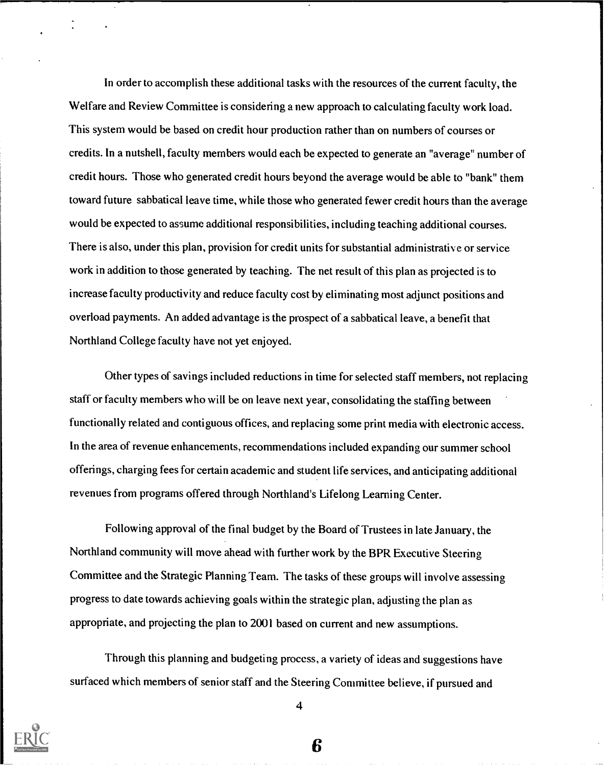In order to accomplish these additional tasks with the resources of the current faculty, the Welfare and Review Committee is considering a new approach to calculating faculty work load. This system would be based on credit hour production rather than on numbers of courses or credits. In a nutshell, faculty members would each be expected to generate an "average" number of credit hours. Those who generated credit hours beyond the average would be able to "bank" them toward future sabbatical leave time, while those who generated fewer credit hours than the average would be expected to assume additional responsibilities, including teaching additional courses. There is also, under this plan, provision for credit units for substantial administrative or service work in addition to those generated by teaching. The net result of this plan as projected is to increase faculty productivity and reduce faculty cost by eliminating most adjunct positions and overload payments. An added advantage is the prospect of a sabbatical leave, a benefit that Northland College faculty have not yet enjoyed.

Other types of savings included reductions in time for selected staff members, not replacing staff or faculty members who will be on leave next year, consolidating the staffing between functionally related and contiguous offices, and replacing some print media with electronic access. In the area of revenue enhancements, recommendations included expanding our summer school offerings, charging fees for certain academic and student life services, and anticipating additional revenues from programs offered through Northland's Lifelong Learning Center.

Following approval of the final budget by the Board of Trustees in late January, the Northland community will move ahead with further work by the BPR Executive Steering Committee and the Strategic Planning Team. The tasks of these groups will involve assessing progress to date towards achieving goals within the strategic plan, adjusting the plan as appropriate, and projecting the plan to 2001 based on current and new assumptions.

Through this planning and budgeting process, a variety of ideas and suggestions have surfaced which members of senior staff and the Steering Committee believe, if pursued and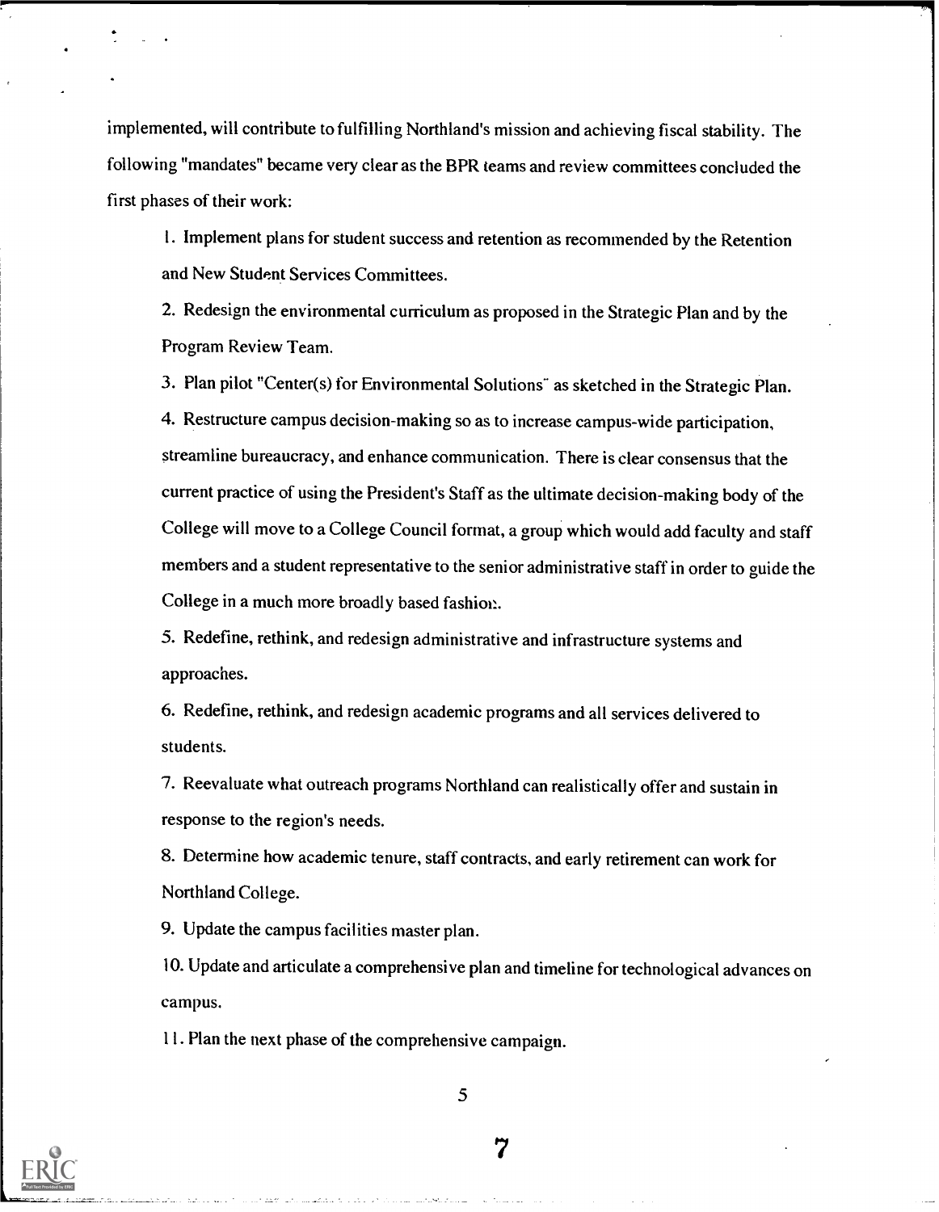implemented, will contribute to fulfilling Northland's mission and achieving fiscal stability. The following "mandates" became very clear as the BPR teams and review committees concluded the first phases of their work:

1. Implement plans for student success and retention as recommended by the Retention and New Student Services Committees.

2. Redesign the environmental curriculum as proposed in the Strategic Plan and by the Program Review Team.

3. Plan pilot "Center(s) for Environmental Solutions" as sketched in the Strategic Plan.

4. Restructure campus decision-making so as to increase campus-wide participation, streamline bureaucracy, and enhance communication. There is clear consensus that the current practice of using the President's Staff as the ultimate decision-making body of the College will move to a College Council format, a group which would add faculty and staff members and a student representative to the senior administrative staff in order to guide the College in a much more broadly based fashion.

5. Redefine, rethink, and redesign administrative and infrastructure systems and approaches.

6. Redefine, rethink, and redesign academic programs and all services delivered to students.

7. Reevaluate what outreach programs Northland can realistically offer and sustain in response to the region's needs.

8. Determine how academic tenure, staff contracts, and early retirement can work for Northland College.

9. Update the campus facilities master plan.

10. Update and articulate a comprehensive plan and timeline for technological advances on campus.

11. Plan the next phase of the comprehensive campaign.